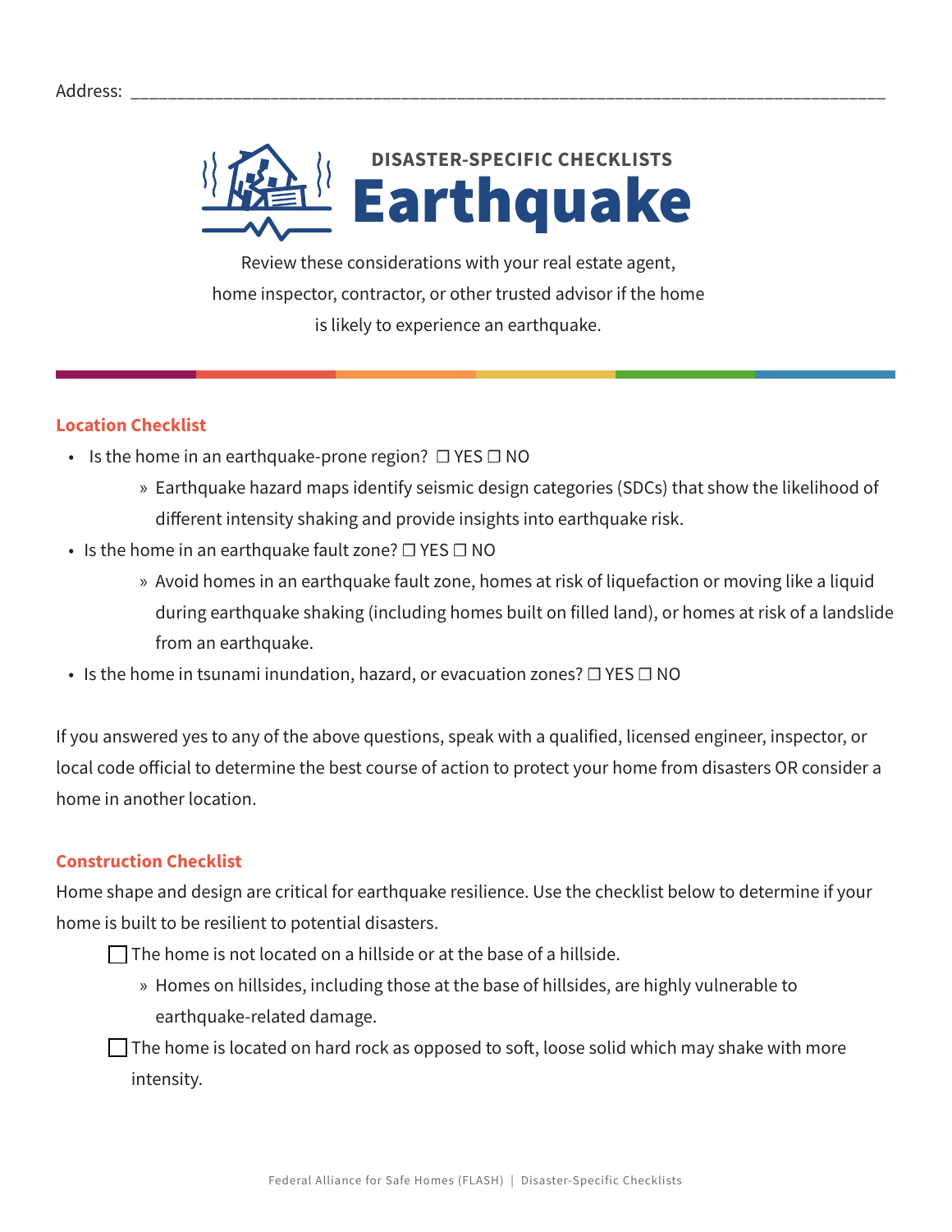Address: ___________________________________________________________________________

DISASTER-SPECIFIC CHECKLISTS

# Earthquake

Review these considerations with your real estate agent, home inspector, contractor, or other trusted advisor if the home is likely to experience an earthquake.

## Location Checklist

- Is the home in an earthquake-prone region? ☐ YES ☐ NO
  - » Earthquake hazard maps identify seismic design categories (SDCs) that show the likelihood of different intensity shaking and provide insights into earthquake risk.
- Is the home in an earthquake fault zone? ☐ YES ☐ NO
  - » Avoid homes in an earthquake fault zone, homes at risk of liquefaction or moving like a liquid during earthquake shaking (including homes built on filled land), or homes at risk of a landslide from an earthquake.
- Is the home in tsunami inundation, hazard, or evacuation zones? ☐ YES ☐ NO

If you answered yes to any of the above questions, speak with a qualified, licensed engineer, inspector, or local code official to determine the best course of action to protect your home from disasters OR consider a home in another location.

## Construction Checklist

Home shape and design are critical for earthquake resilience. Use the checklist below to determine if your home is built to be resilient to potential disasters.

☐ The home is not located on a hillside or at the base of a hillside.

  » Homes on hillsides, including those at the base of hillsides, are highly vulnerable to earthquake-related damage.

☐ The home is located on hard rock as opposed to soft, loose solid which may shake with more intensity.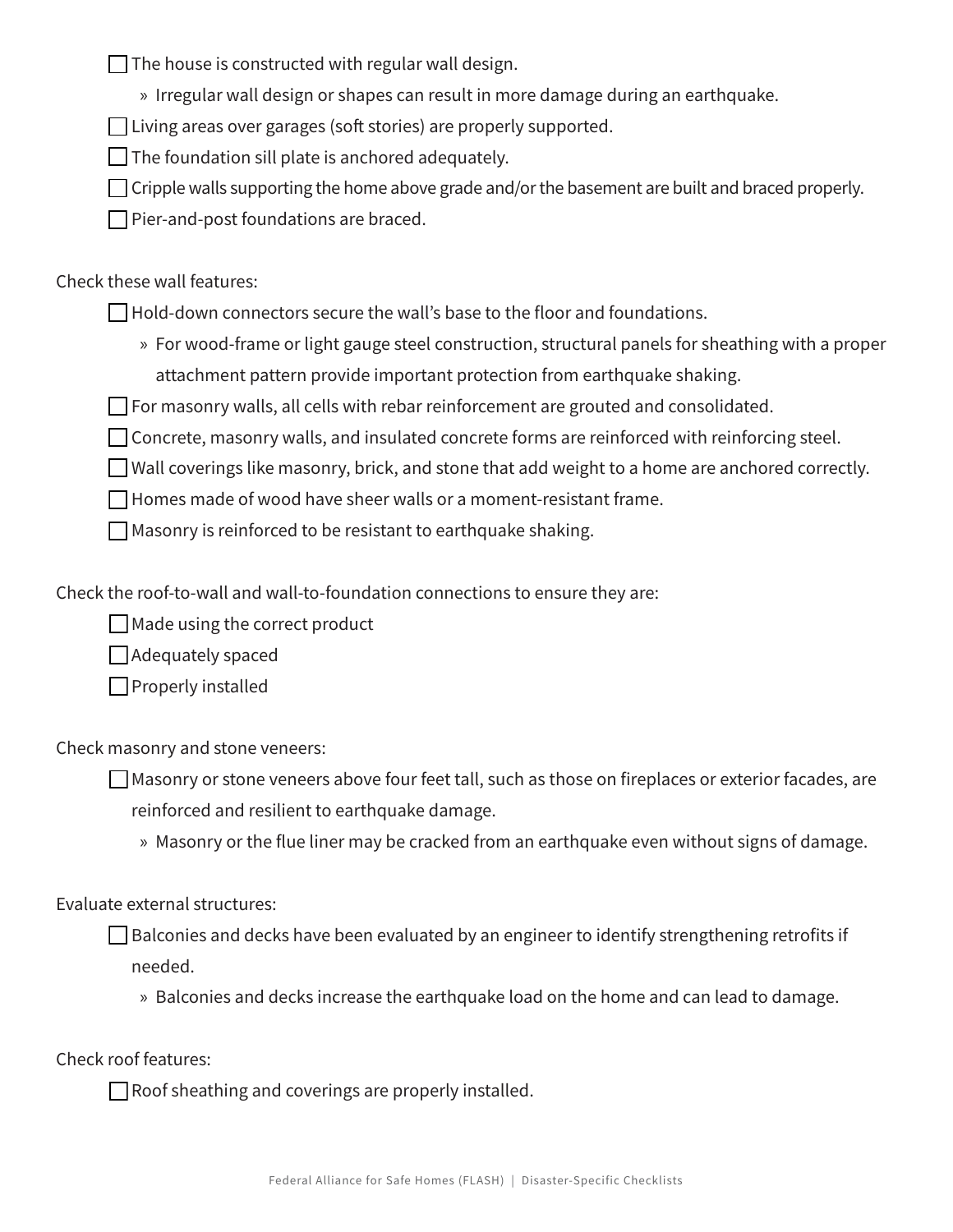- [ ] The house is constructed with regular wall design.
    - » Irregular wall design or shapes can result in more damage during an earthquake.
- [ ] Living areas over garages (soft stories) are properly supported.
- [ ] The foundation sill plate is anchored adequately.
- [ ] Cripple walls supporting the home above grade and/or the basement are built and braced properly.
- [ ] Pier-and-post foundations are braced.

Check these wall features:

- [ ] Hold-down connectors secure the wall's base to the floor and foundations.
    - » For wood-frame or light gauge steel construction, structural panels for sheathing with a proper attachment pattern provide important protection from earthquake shaking.
- [ ] For masonry walls, all cells with rebar reinforcement are grouted and consolidated.
- [ ] Concrete, masonry walls, and insulated concrete forms are reinforced with reinforcing steel.
- [ ] Wall coverings like masonry, brick, and stone that add weight to a home are anchored correctly.
- [ ] Homes made of wood have sheer walls or a moment-resistant frame.
- [ ] Masonry is reinforced to be resistant to earthquake shaking.

Check the roof-to-wall and wall-to-foundation connections to ensure they are:

- [ ] Made using the correct product
- [ ] Adequately spaced
- [ ] Properly installed

Check masonry and stone veneers:

- [ ] Masonry or stone veneers above four feet tall, such as those on fireplaces or exterior facades, are reinforced and resilient to earthquake damage.
    - » Masonry or the flue liner may be cracked from an earthquake even without signs of damage.

Evaluate external structures:

- [ ] Balconies and decks have been evaluated by an engineer to identify strengthening retrofits if needed.
    - » Balconies and decks increase the earthquake load on the home and can lead to damage.

Check roof features:

- [ ] Roof sheathing and coverings are properly installed.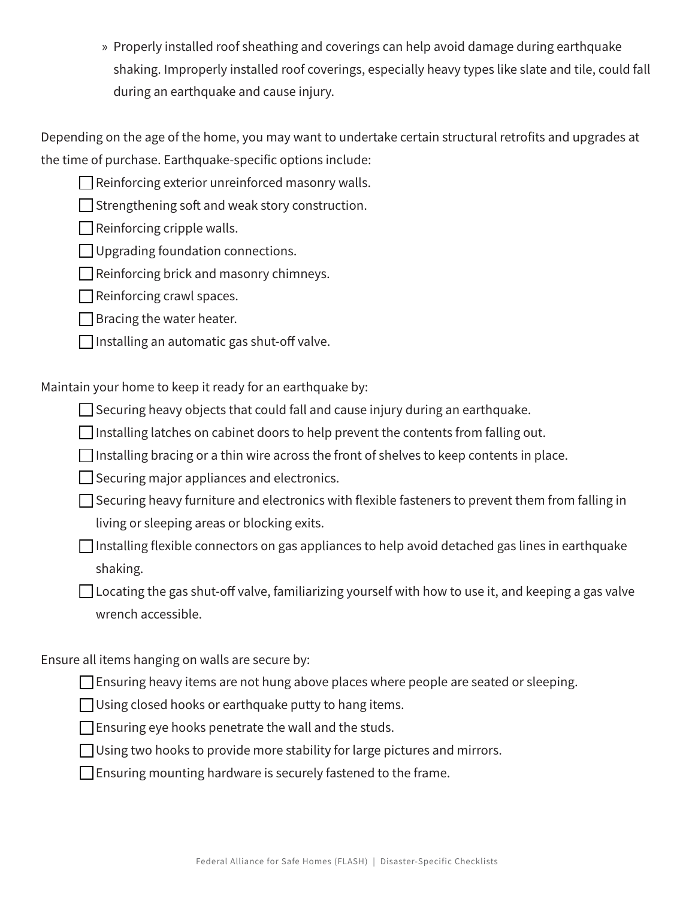» Properly installed roof sheathing and coverings can help avoid damage during earthquake shaking. Improperly installed roof coverings, especially heavy types like slate and tile, could fall during an earthquake and cause injury.

Depending on the age of the home, you may want to undertake certain structural retrofits and upgrades at the time of purchase. Earthquake-specific options include:

- [ ] Reinforcing exterior unreinforced masonry walls.
- [ ] Strengthening soft and weak story construction.
- [ ] Reinforcing cripple walls.
- [ ] Upgrading foundation connections.
- [ ] Reinforcing brick and masonry chimneys.
- [ ] Reinforcing crawl spaces.
- [ ] Bracing the water heater.
- [ ] Installing an automatic gas shut-off valve.

Maintain your home to keep it ready for an earthquake by:

- [ ] Securing heavy objects that could fall and cause injury during an earthquake.
- [ ] Installing latches on cabinet doors to help prevent the contents from falling out.
- [ ] Installing bracing or a thin wire across the front of shelves to keep contents in place.
- [ ] Securing major appliances and electronics.
- [ ] Securing heavy furniture and electronics with flexible fasteners to prevent them from falling in living or sleeping areas or blocking exits.
- [ ] Installing flexible connectors on gas appliances to help avoid detached gas lines in earthquake shaking.
- [ ] Locating the gas shut-off valve, familiarizing yourself with how to use it, and keeping a gas valve wrench accessible.

Ensure all items hanging on walls are secure by:

- [ ] Ensuring heavy items are not hung above places where people are seated or sleeping.
- [ ] Using closed hooks or earthquake putty to hang items.
- [ ] Ensuring eye hooks penetrate the wall and the studs.
- [ ] Using two hooks to provide more stability for large pictures and mirrors.
- [ ] Ensuring mounting hardware is securely fastened to the frame.